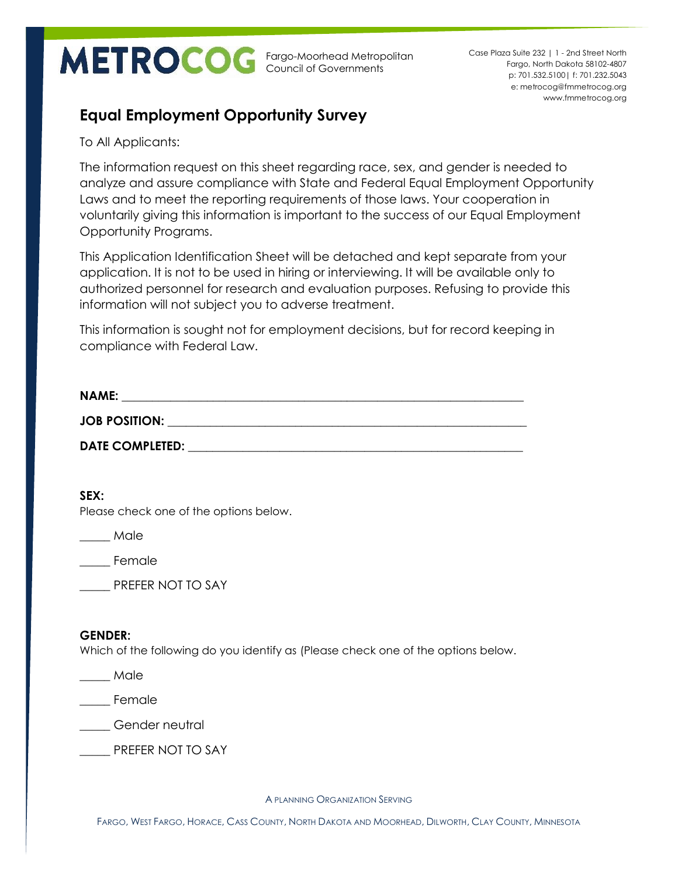**METROCOG** Fargo-Moorhead Metropolitan Council of Governments

Case Plaza Suite 232 | 1 - 2nd Street North
Fargo, North Dakota 58102-4807
p: 701.532.5100| f: 701.232.5043
e: metrocog@fmmetrocog.org
www.fmmetrocog.org

## Equal Employment Opportunity Survey

To All Applicants:

The information request on this sheet regarding race, sex, and gender is needed to analyze and assure compliance with State and Federal Equal Employment Opportunity Laws and to meet the reporting requirements of those laws. Your cooperation in voluntarily giving this information is important to the success of our Equal Employment Opportunity Programs.

This Application Identification Sheet will be detached and kept separate from your application. It is not to be used in hiring or interviewing. It will be available only to authorized personnel for research and evaluation purposes. Refusing to provide this information will not subject you to adverse treatment.

This information is sought not for employment decisions, but for record keeping in compliance with Federal Law.

**NAME:** ____________________________________________________________________

**JOB POSITION:** _____________________________________________________________

**DATE COMPLETED:** __________________________________________________________

**SEX:**
Please check one of the options below.

_____ Male

_____ Female

_____ PREFER NOT TO SAY

**GENDER:**
Which of the following do you identify as (Please check one of the options below.

_____ Male

_____ Female

_____ Gender neutral

_____ PREFER NOT TO SAY

A PLANNING ORGANIZATION SERVING

FARGO, WEST FARGO, HORACE, CASS COUNTY, NORTH DAKOTA AND MOORHEAD, DILWORTH, CLAY COUNTY, MINNESOTA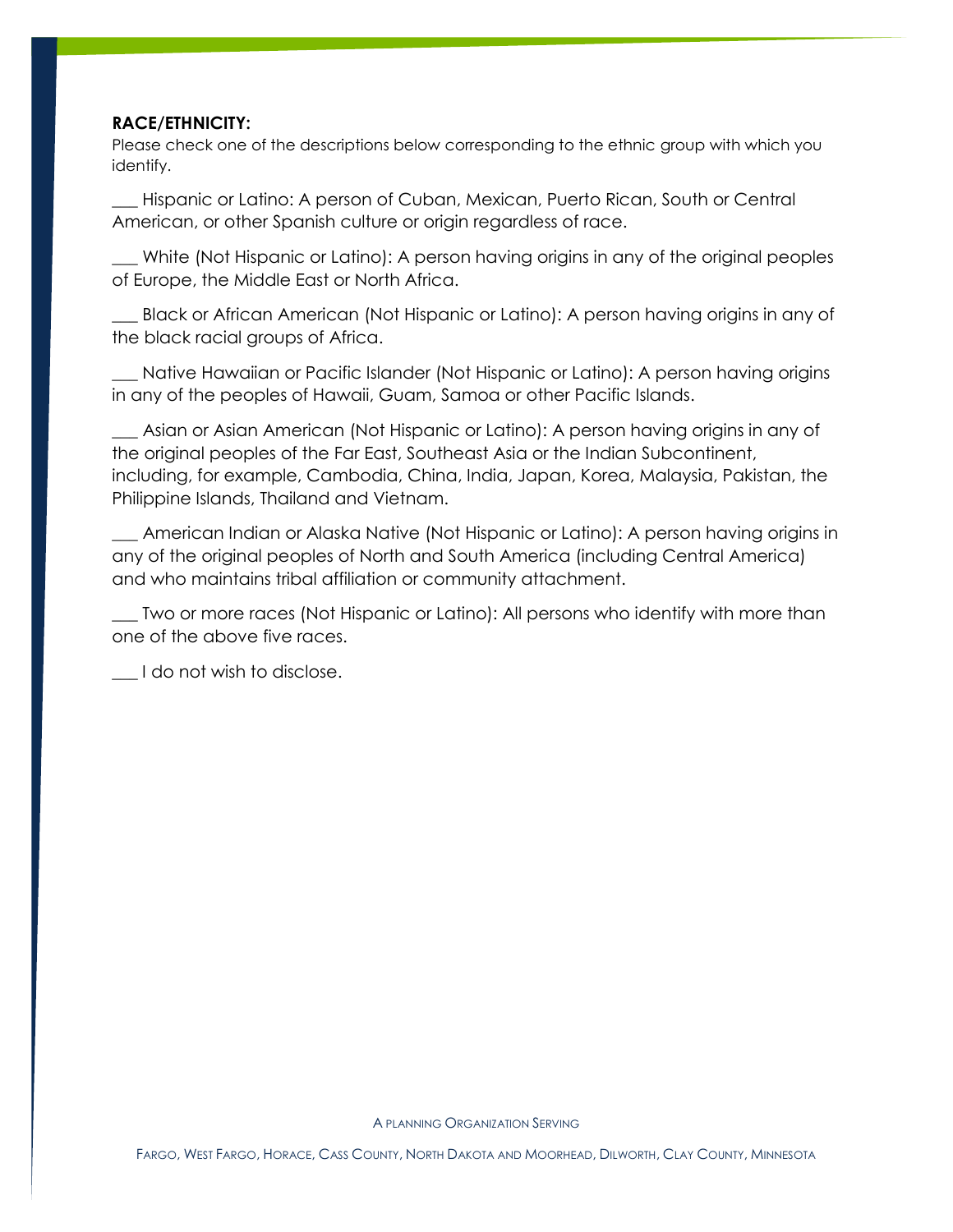**RACE/ETHNICITY:**

Please check one of the descriptions below corresponding to the ethnic group with which you identify.

___ Hispanic or Latino: A person of Cuban, Mexican, Puerto Rican, South or Central American, or other Spanish culture or origin regardless of race.

___ White (Not Hispanic or Latino): A person having origins in any of the original peoples of Europe, the Middle East or North Africa.

___ Black or African American (Not Hispanic or Latino): A person having origins in any of the black racial groups of Africa.

___ Native Hawaiian or Pacific Islander (Not Hispanic or Latino): A person having origins in any of the peoples of Hawaii, Guam, Samoa or other Pacific Islands.

___ Asian or Asian American (Not Hispanic or Latino): A person having origins in any of the original peoples of the Far East, Southeast Asia or the Indian Subcontinent, including, for example, Cambodia, China, India, Japan, Korea, Malaysia, Pakistan, the Philippine Islands, Thailand and Vietnam.

___ American Indian or Alaska Native (Not Hispanic or Latino): A person having origins in any of the original peoples of North and South America (including Central America) and who maintains tribal affiliation or community attachment.

___ Two or more races (Not Hispanic or Latino): All persons who identify with more than one of the above five races.

___ I do not wish to disclose.